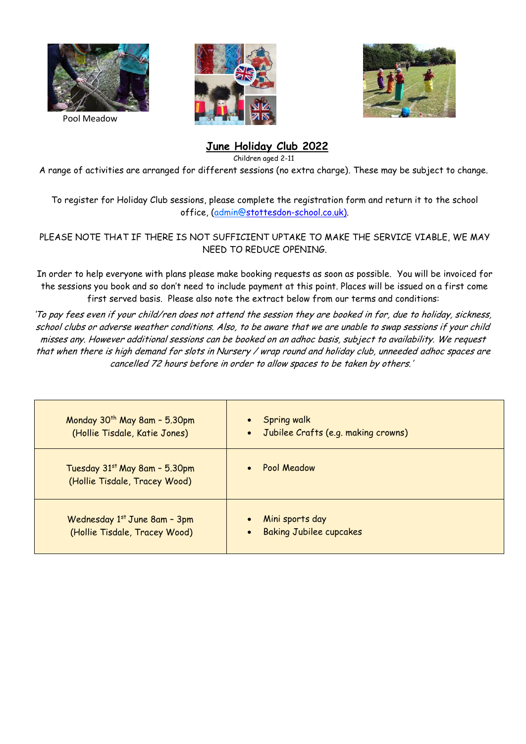Pool Meadow

## June Holiday Club 2022

Children aged 2-11

A range of activities are arranged for different sessions (no extra charge). These may be subject to change.

To register for Holiday Club sessions, please complete the registration form and return it to the school office, (admin@stottesdon-school.co.uk).

PLEASE NOTE THAT IF THERE IS NOT SUFFICIENT UPTAKE TO MAKE THE SERVICE VIABLE, WE MAY NEED TO REDUCE OPENING.

In order to help everyone with plans please make booking requests as soon as possible. You will be invoiced for the sessions you book and so don't need to include payment at this point. Places will be issued on a first come first served basis. Please also note the extract below from our terms and conditions:

*'To pay fees even if your child/ren does not attend the session they are booked in for, due to holiday, sickness, school clubs or adverse weather conditions. Also, to be aware that we are unable to swap sessions if your child misses any. However additional sessions can be booked on an adhoc basis, subject to availability. We request that when there is high demand for slots in Nursery / wrap round and holiday club, unneeded adhoc spaces are cancelled 72 hours before in order to allow spaces to be taken by others.'*

| Session | Activities |
|---|---|
| Monday 30th May 8am – 5.30pm (Hollie Tisdale, Katie Jones) | • Spring walk<br>• Jubilee Crafts (e.g. making crowns) |
| Tuesday 31st May 8am – 5.30pm (Hollie Tisdale, Tracey Wood) | • Pool Meadow |
| Wednesday 1st June 8am – 3pm (Hollie Tisdale, Tracey Wood) | • Mini sports day<br>• Baking Jubilee cupcakes |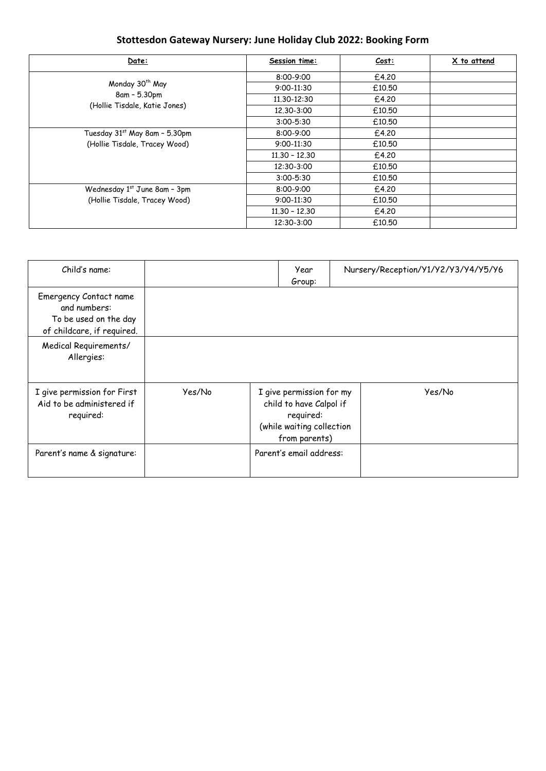## Stottesdon Gateway Nursery: June Holiday Club 2022: Booking Form

| **Date:** | **Session time:** | **Cost:** | **X to attend** |
|---|---|---|---|
| Monday 30th May 8am – 5.30pm (Hollie Tisdale, Katie Jones) | 8:00-9:00 | £4.20 | |
| | 9:00-11:30 | £10.50 | |
| | 11.30-12:30 | £4.20 | |
| | 12.30-3:00 | £10.50 | |
| | 3:00-5:30 | £10.50 | |
| Tuesday 31st May 8am – 5.30pm (Hollie Tisdale, Tracey Wood) | 8:00-9:00 | £4.20 | |
| | 9:00-11:30 | £10.50 | |
| | 11.30 – 12.30 | £4.20 | |
| | 12:30-3:00 | £10.50 | |
| | 3:00-5:30 | £10.50 | |
| Wednesday 1st June 8am – 3pm (Hollie Tisdale, Tracey Wood) | 8:00-9:00 | £4.20 | |
| | 9:00-11:30 | £10.50 | |
| | 11.30 – 12.30 | £4.20 | |
| | 12:30-3:00 | £10.50 | |

| | | | |
|---|---|---|---|
| Child's name: | | Year Group: | Nursery/Reception/Y1/Y2/Y3/Y4/Y5/Y6 |
| Emergency Contact name and numbers: To be used on the day of childcare, if required. | | | |
| Medical Requirements/ Allergies: | | | |
| I give permission for First Aid to be administered if required: | Yes/No | I give permission for my child to have Calpol if required: (while waiting collection from parents) | Yes/No |
| Parent's name & signature: | | Parent's email address: | |